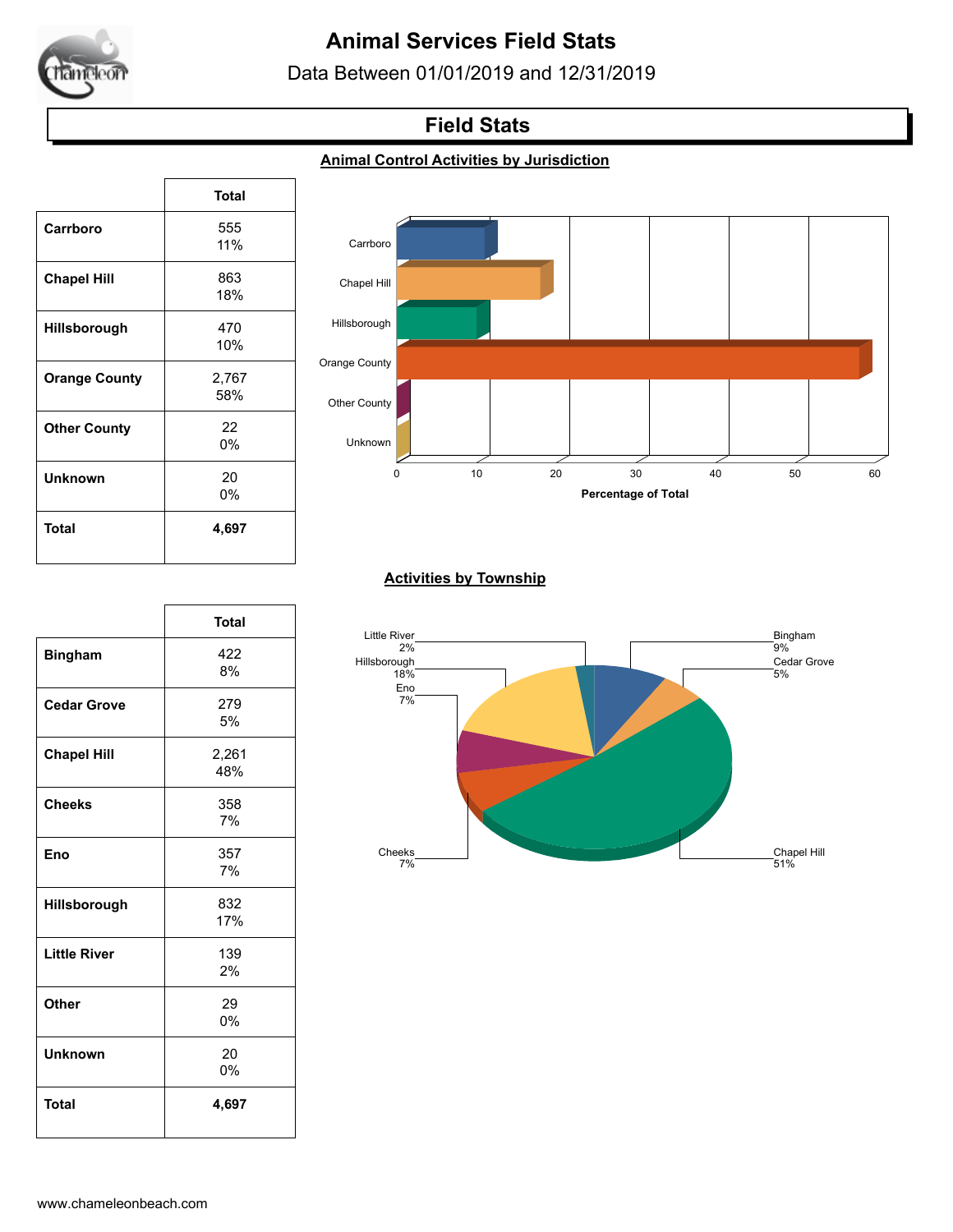# Animal Services Field Stats

Data Between 01/01/2019 and 12/31/2019

## Field Stats

### Animal Control Activities by Jurisdiction

| | Total |
|---|---|
| **Carrboro** | 555<br>11% |
| **Chapel Hill** | 863<br>18% |
| **Hillsborough** | 470<br>10% |
| **Orange County** | 2,767<br>58% |
| **Other County** | 22<br>0% |
| **Unknown** | 20<br>0% |
| **Total** | **4,697** |

### Activities by Township

| | Total |
|---|---|
| **Bingham** | 422<br>8% |
| **Cedar Grove** | 279<br>5% |
| **Chapel Hill** | 2,261<br>48% |
| **Cheeks** | 358<br>7% |
| **Eno** | 357<br>7% |
| **Hillsborough** | 832<br>17% |
| **Little River** | 139<br>2% |
| **Other** | 29<br>0% |
| **Unknown** | 20<br>0% |
| **Total** | **4,697** |

www.chameleonbeach.com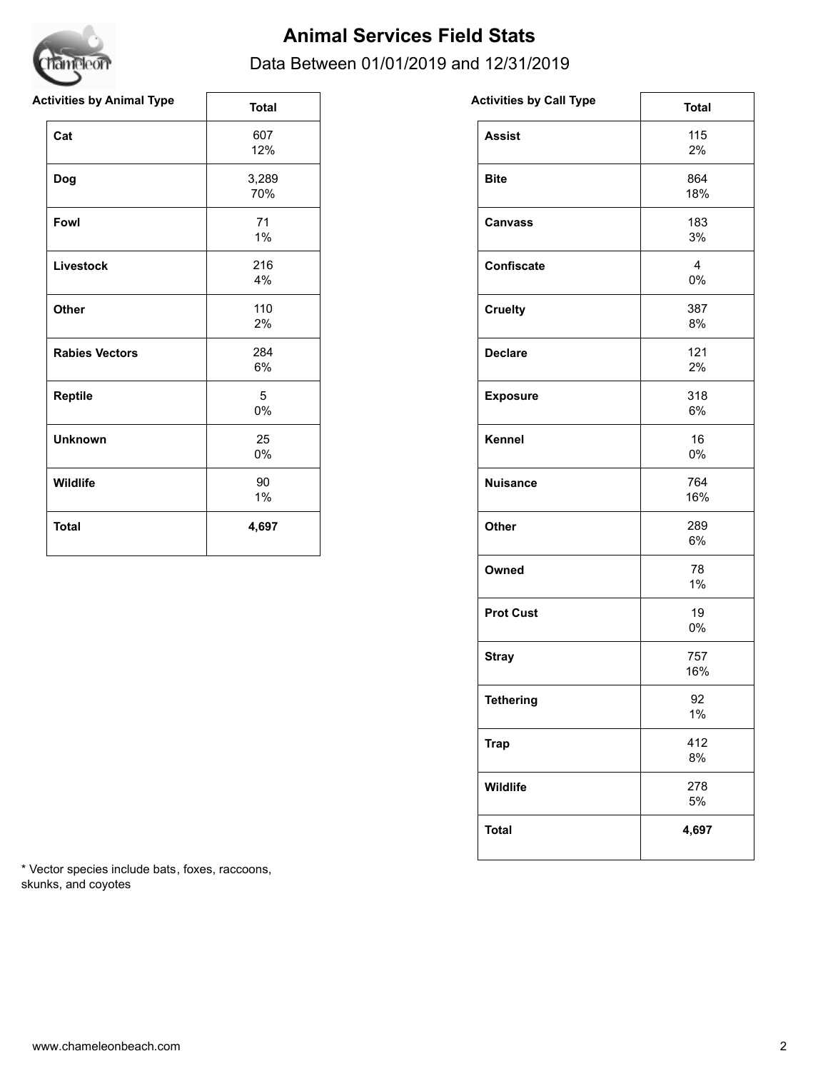# Animal Services Field Stats

Data Between 01/01/2019 and 12/31/2019

| Activities by Animal Type | Total |
|---|---|
| **Cat** | 607<br>12% |
| **Dog** | 3,289<br>70% |
| **Fowl** | 71<br>1% |
| **Livestock** | 216<br>4% |
| **Other** | 110<br>2% |
| **Rabies Vectors** | 284<br>6% |
| **Reptile** | 5<br>0% |
| **Unknown** | 25<br>0% |
| **Wildlife** | 90<br>1% |
| **Total** | **4,697** |

| Activities by Call Type | Total |
|---|---|
| **Assist** | 115<br>2% |
| **Bite** | 864<br>18% |
| **Canvass** | 183<br>3% |
| **Confiscate** | 4<br>0% |
| **Cruelty** | 387<br>8% |
| **Declare** | 121<br>2% |
| **Exposure** | 318<br>6% |
| **Kennel** | 16<br>0% |
| **Nuisance** | 764<br>16% |
| **Other** | 289<br>6% |
| **Owned** | 78<br>1% |
| **Prot Cust** | 19<br>0% |
| **Stray** | 757<br>16% |
| **Tethering** | 92<br>1% |
| **Trap** | 412<br>8% |
| **Wildlife** | 278<br>5% |
| **Total** | **4,697** |

* Vector species include bats, foxes, raccoons, skunks, and coyotes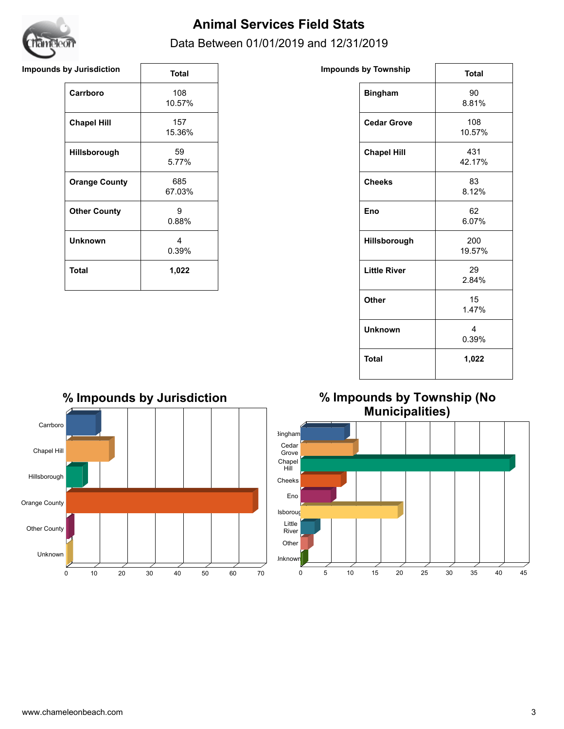# Animal Services Field Stats

Data Between 01/01/2019 and 12/31/2019

**Impounds by Jurisdiction**

| | Total |
|---|---|
| **Carrboro** | 108<br>10.57% |
| **Chapel Hill** | 157<br>15.36% |
| **Hillsborough** | 59<br>5.77% |
| **Orange County** | 685<br>67.03% |
| **Other County** | 9<br>0.88% |
| **Unknown** | 4<br>0.39% |
| **Total** | **1,022** |

**Impounds by Township**

| | Total |
|---|---|
| **Bingham** | 90<br>8.81% |
| **Cedar Grove** | 108<br>10.57% |
| **Chapel Hill** | 431<br>42.17% |
| **Cheeks** | 83<br>8.12% |
| **Eno** | 62<br>6.07% |
| **Hillsborough** | 200<br>19.57% |
| **Little River** | 29<br>2.84% |
| **Other** | 15<br>1.47% |
| **Unknown** | 4<br>0.39% |
| **Total** | **1,022** |

## % Impounds by Jurisdiction

## % Impounds by Township (No Municipalities)

www.chameleonbeach.com